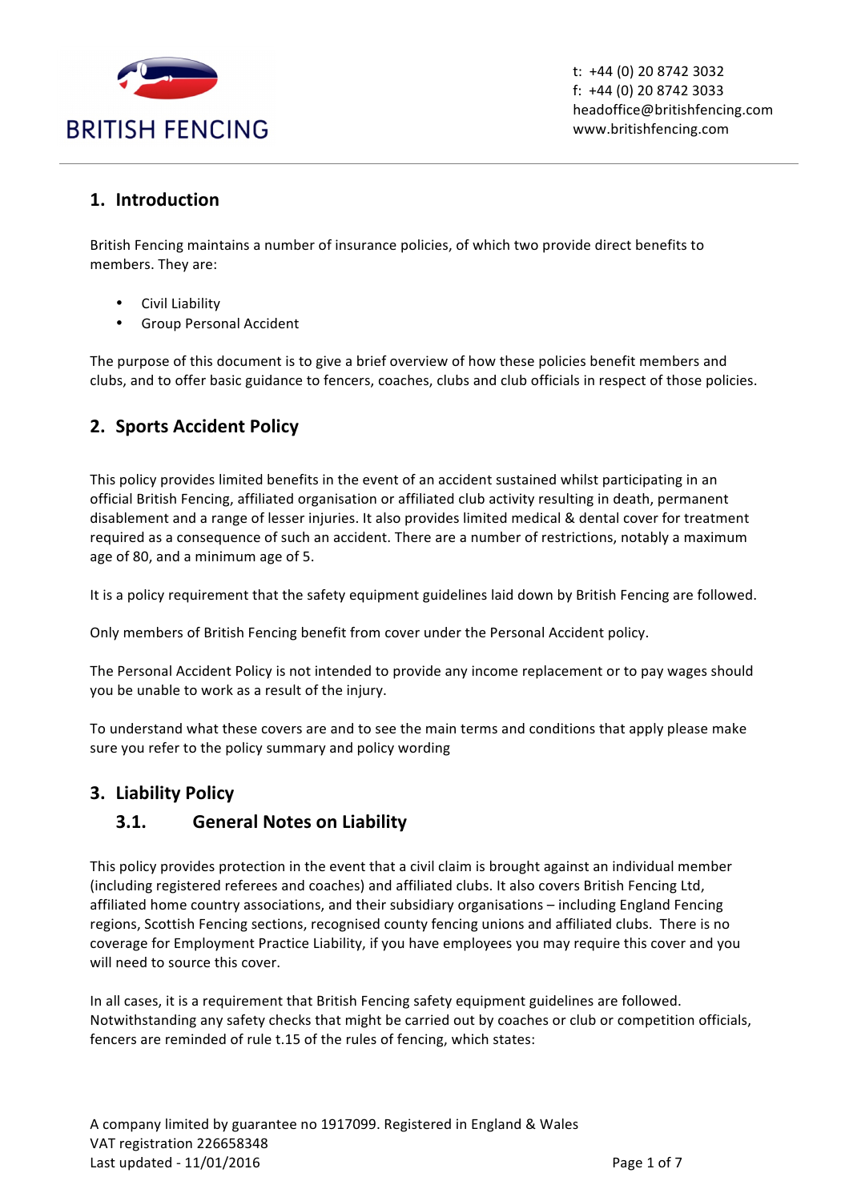BRITISH FENCING

t: +44 (0) 20 8742 3032
f: +44 (0) 20 8742 3033
headoffice@britishfencing.com
www.britishfencing.com

## 1. Introduction

British Fencing maintains a number of insurance policies, of which two provide direct benefits to members. They are:

- Civil Liability
- Group Personal Accident

The purpose of this document is to give a brief overview of how these policies benefit members and clubs, and to offer basic guidance to fencers, coaches, clubs and club officials in respect of those policies.

## 2. Sports Accident Policy

This policy provides limited benefits in the event of an accident sustained whilst participating in an official British Fencing, affiliated organisation or affiliated club activity resulting in death, permanent disablement and a range of lesser injuries. It also provides limited medical & dental cover for treatment required as a consequence of such an accident. There are a number of restrictions, notably a maximum age of 80, and a minimum age of 5.

It is a policy requirement that the safety equipment guidelines laid down by British Fencing are followed.

Only members of British Fencing benefit from cover under the Personal Accident policy.

The Personal Accident Policy is not intended to provide any income replacement or to pay wages should you be unable to work as a result of the injury.

To understand what these covers are and to see the main terms and conditions that apply please make sure you refer to the policy summary and policy wording

## 3. Liability Policy

### 3.1. General Notes on Liability

This policy provides protection in the event that a civil claim is brought against an individual member (including registered referees and coaches) and affiliated clubs. It also covers British Fencing Ltd, affiliated home country associations, and their subsidiary organisations – including England Fencing regions, Scottish Fencing sections, recognised county fencing unions and affiliated clubs. There is no coverage for Employment Practice Liability, if you have employees you may require this cover and you will need to source this cover.

In all cases, it is a requirement that British Fencing safety equipment guidelines are followed. Notwithstanding any safety checks that might be carried out by coaches or club or competition officials, fencers are reminded of rule t.15 of the rules of fencing, which states:

A company limited by guarantee no 1917099. Registered in England & Wales
VAT registration 226658348
Last updated - 11/01/2016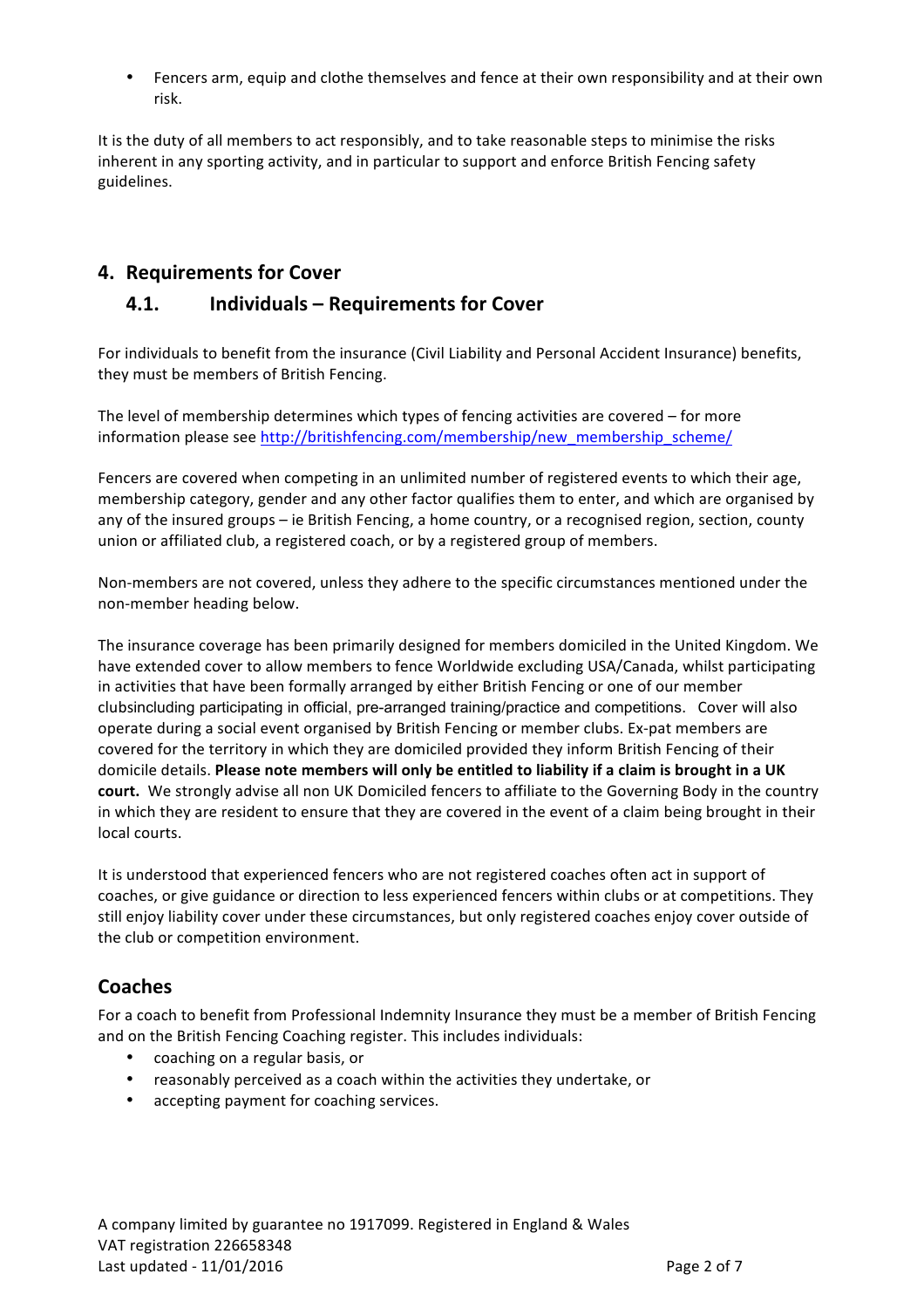- Fencers arm, equip and clothe themselves and fence at their own responsibility and at their own risk.

It is the duty of all members to act responsibly, and to take reasonable steps to minimise the risks inherent in any sporting activity, and in particular to support and enforce British Fencing safety guidelines.

## 4. Requirements for Cover

### 4.1. Individuals – Requirements for Cover

For individuals to benefit from the insurance (Civil Liability and Personal Accident Insurance) benefits, they must be members of British Fencing.

The level of membership determines which types of fencing activities are covered – for more information please see http://britishfencing.com/membership/new_membership_scheme/

Fencers are covered when competing in an unlimited number of registered events to which their age, membership category, gender and any other factor qualifies them to enter, and which are organised by any of the insured groups – ie British Fencing, a home country, or a recognised region, section, county union or affiliated club, a registered coach, or by a registered group of members.

Non-members are not covered, unless they adhere to the specific circumstances mentioned under the non-member heading below.

The insurance coverage has been primarily designed for members domiciled in the United Kingdom. We have extended cover to allow members to fence Worldwide excluding USA/Canada, whilst participating in activities that have been formally arranged by either British Fencing or one of our member clubsincluding participating in official, pre-arranged training/practice and competitions. Cover will also operate during a social event organised by British Fencing or member clubs. Ex-pat members are covered for the territory in which they are domiciled provided they inform British Fencing of their domicile details. **Please note members will only be entitled to liability if a claim is brought in a UK court.** We strongly advise all non UK Domiciled fencers to affiliate to the Governing Body in the country in which they are resident to ensure that they are covered in the event of a claim being brought in their local courts.

It is understood that experienced fencers who are not registered coaches often act in support of coaches, or give guidance or direction to less experienced fencers within clubs or at competitions. They still enjoy liability cover under these circumstances, but only registered coaches enjoy cover outside of the club or competition environment.

### Coaches

For a coach to benefit from Professional Indemnity Insurance they must be a member of British Fencing and on the British Fencing Coaching register. This includes individuals:

- coaching on a regular basis, or
- reasonably perceived as a coach within the activities they undertake, or
- accepting payment for coaching services.

A company limited by guarantee no 1917099. Registered in England & Wales
VAT registration 226658348
Last updated - 11/01/2016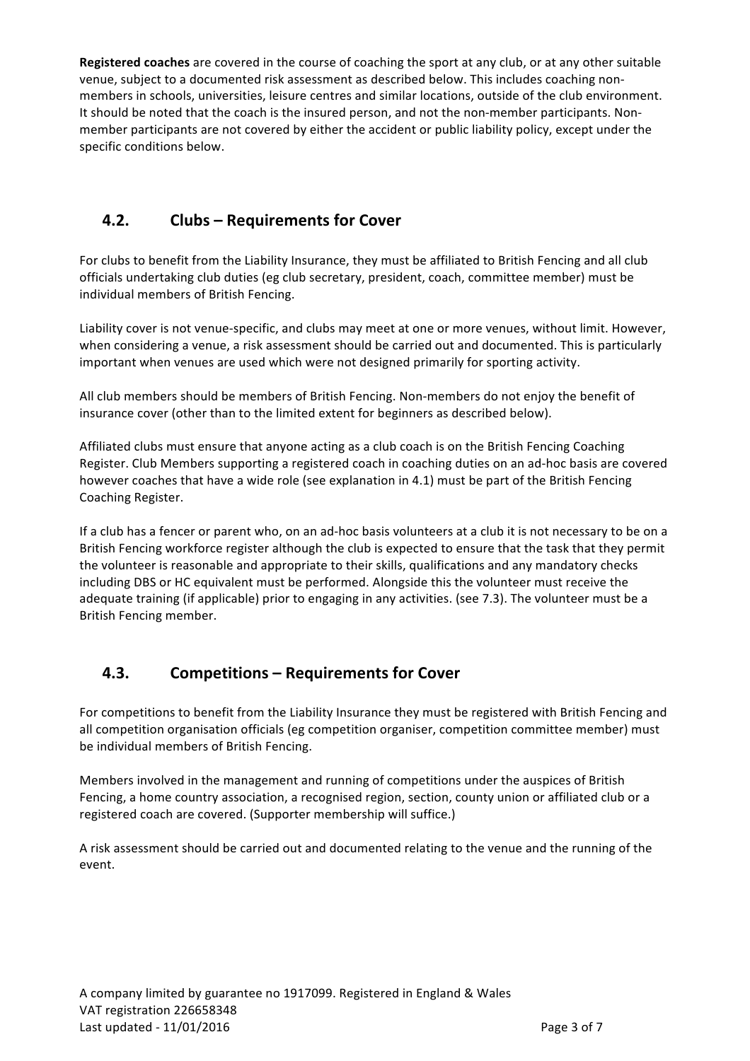**Registered coaches** are covered in the course of coaching the sport at any club, or at any other suitable venue, subject to a documented risk assessment as described below. This includes coaching non-members in schools, universities, leisure centres and similar locations, outside of the club environment. It should be noted that the coach is the insured person, and not the non-member participants. Non-member participants are not covered by either the accident or public liability policy, except under the specific conditions below.

## 4.2. Clubs – Requirements for Cover

For clubs to benefit from the Liability Insurance, they must be affiliated to British Fencing and all club officials undertaking club duties (eg club secretary, president, coach, committee member) must be individual members of British Fencing.

Liability cover is not venue-specific, and clubs may meet at one or more venues, without limit. However, when considering a venue, a risk assessment should be carried out and documented. This is particularly important when venues are used which were not designed primarily for sporting activity.

All club members should be members of British Fencing. Non-members do not enjoy the benefit of insurance cover (other than to the limited extent for beginners as described below).

Affiliated clubs must ensure that anyone acting as a club coach is on the British Fencing Coaching Register. Club Members supporting a registered coach in coaching duties on an ad-hoc basis are covered however coaches that have a wide role (see explanation in 4.1) must be part of the British Fencing Coaching Register.

If a club has a fencer or parent who, on an ad-hoc basis volunteers at a club it is not necessary to be on a British Fencing workforce register although the club is expected to ensure that the task that they permit the volunteer is reasonable and appropriate to their skills, qualifications and any mandatory checks including DBS or HC equivalent must be performed. Alongside this the volunteer must receive the adequate training (if applicable) prior to engaging in any activities. (see 7.3). The volunteer must be a British Fencing member.

## 4.3. Competitions – Requirements for Cover

For competitions to benefit from the Liability Insurance they must be registered with British Fencing and all competition organisation officials (eg competition organiser, competition committee member) must be individual members of British Fencing.

Members involved in the management and running of competitions under the auspices of British Fencing, a home country association, a recognised region, section, county union or affiliated club or a registered coach are covered. (Supporter membership will suffice.)

A risk assessment should be carried out and documented relating to the venue and the running of the event.

A company limited by guarantee no 1917099. Registered in England & Wales
VAT registration 226658348
Last updated - 11/01/2016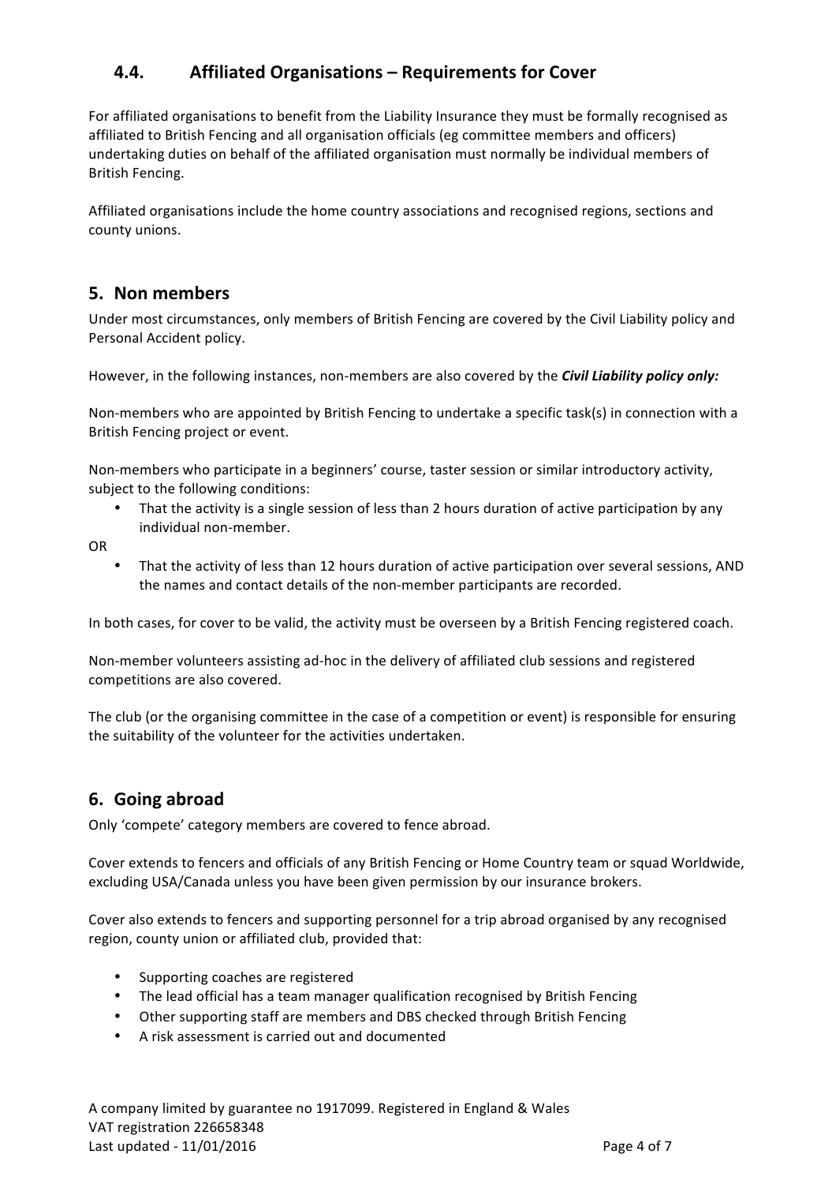## 4.4. Affiliated Organisations – Requirements for Cover

For affiliated organisations to benefit from the Liability Insurance they must be formally recognised as affiliated to British Fencing and all organisation officials (eg committee members and officers) undertaking duties on behalf of the affiliated organisation must normally be individual members of British Fencing.

Affiliated organisations include the home country associations and recognised regions, sections and county unions.

## 5. Non members

Under most circumstances, only members of British Fencing are covered by the Civil Liability policy and Personal Accident policy.

However, in the following instances, non-members are also covered by the ***Civil Liability policy only:***

Non-members who are appointed by British Fencing to undertake a specific task(s) in connection with a British Fencing project or event.

Non-members who participate in a beginners' course, taster session or similar introductory activity, subject to the following conditions:

- That the activity is a single session of less than 2 hours duration of active participation by any individual non-member.

OR

- That the activity of less than 12 hours duration of active participation over several sessions, AND the names and contact details of the non-member participants are recorded.

In both cases, for cover to be valid, the activity must be overseen by a British Fencing registered coach.

Non-member volunteers assisting ad-hoc in the delivery of affiliated club sessions and registered competitions are also covered.

The club (or the organising committee in the case of a competition or event) is responsible for ensuring the suitability of the volunteer for the activities undertaken.

## 6. Going abroad

Only 'compete' category members are covered to fence abroad.

Cover extends to fencers and officials of any British Fencing or Home Country team or squad Worldwide, excluding USA/Canada unless you have been given permission by our insurance brokers.

Cover also extends to fencers and supporting personnel for a trip abroad organised by any recognised region, county union or affiliated club, provided that:

- Supporting coaches are registered
- The lead official has a team manager qualification recognised by British Fencing
- Other supporting staff are members and DBS checked through British Fencing
- A risk assessment is carried out and documented

A company limited by guarantee no 1917099. Registered in England & Wales
VAT registration 226658348
Last updated - 11/01/2016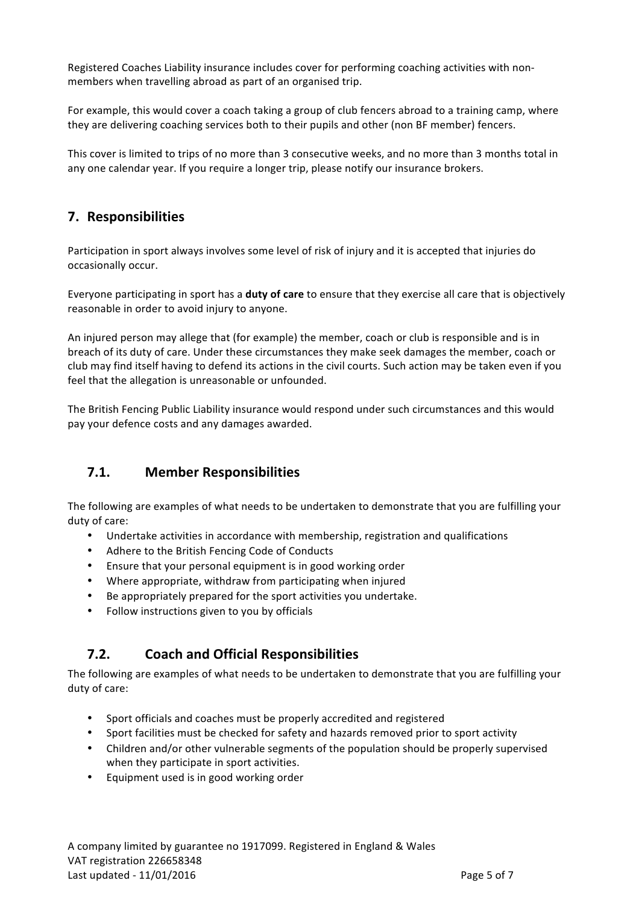Registered Coaches Liability insurance includes cover for performing coaching activities with non-members when travelling abroad as part of an organised trip.

For example, this would cover a coach taking a group of club fencers abroad to a training camp, where they are delivering coaching services both to their pupils and other (non BF member) fencers.

This cover is limited to trips of no more than 3 consecutive weeks, and no more than 3 months total in any one calendar year. If you require a longer trip, please notify our insurance brokers.

## 7. Responsibilities

Participation in sport always involves some level of risk of injury and it is accepted that injuries do occasionally occur.

Everyone participating in sport has a **duty of care** to ensure that they exercise all care that is objectively reasonable in order to avoid injury to anyone.

An injured person may allege that (for example) the member, coach or club is responsible and is in breach of its duty of care. Under these circumstances they make seek damages the member, coach or club may find itself having to defend its actions in the civil courts. Such action may be taken even if you feel that the allegation is unreasonable or unfounded.

The British Fencing Public Liability insurance would respond under such circumstances and this would pay your defence costs and any damages awarded.

### 7.1. Member Responsibilities

The following are examples of what needs to be undertaken to demonstrate that you are fulfilling your duty of care:

- Undertake activities in accordance with membership, registration and qualifications
- Adhere to the British Fencing Code of Conducts
- Ensure that your personal equipment is in good working order
- Where appropriate, withdraw from participating when injured
- Be appropriately prepared for the sport activities you undertake.
- Follow instructions given to you by officials

### 7.2. Coach and Official Responsibilities

The following are examples of what needs to be undertaken to demonstrate that you are fulfilling your duty of care:

- Sport officials and coaches must be properly accredited and registered
- Sport facilities must be checked for safety and hazards removed prior to sport activity
- Children and/or other vulnerable segments of the population should be properly supervised when they participate in sport activities.
- Equipment used is in good working order

A company limited by guarantee no 1917099. Registered in England & Wales
VAT registration 226658348
Last updated - 11/01/2016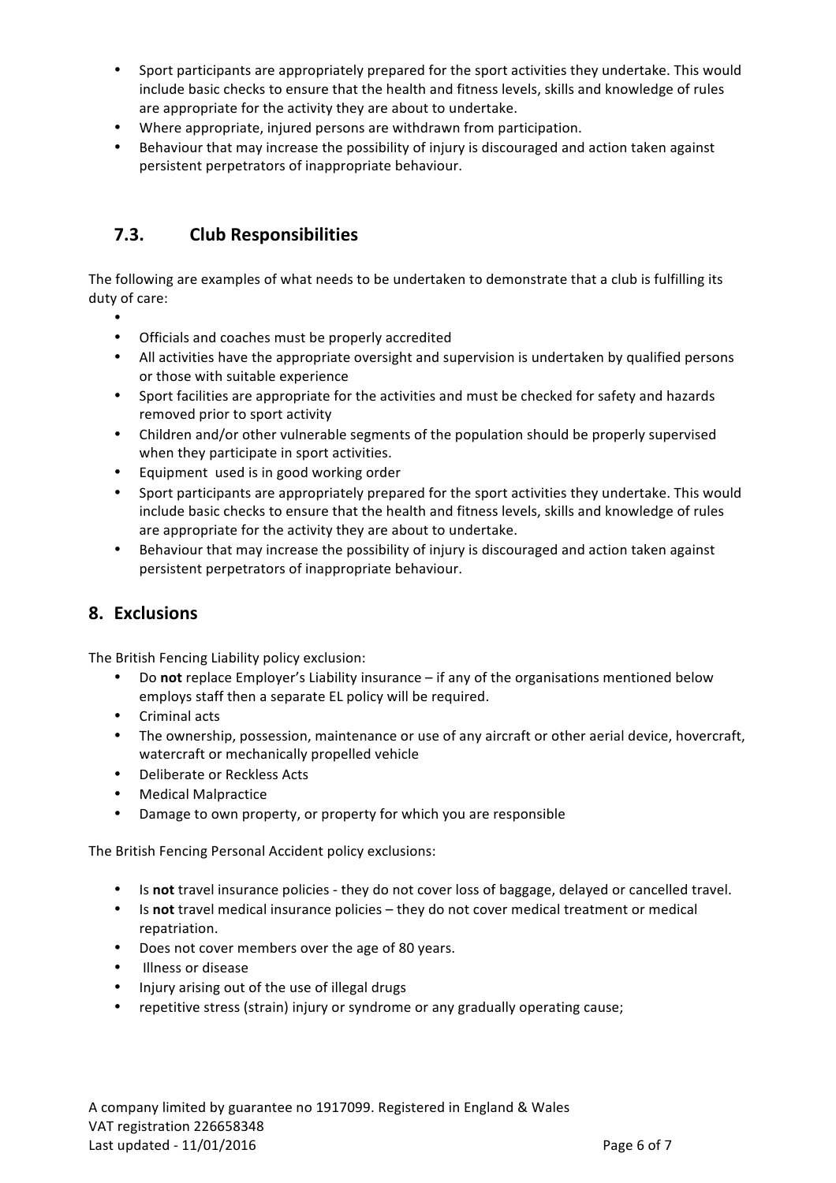- Sport participants are appropriately prepared for the sport activities they undertake. This would include basic checks to ensure that the health and fitness levels, skills and knowledge of rules are appropriate for the activity they are about to undertake.
- Where appropriate, injured persons are withdrawn from participation.
- Behaviour that may increase the possibility of injury is discouraged and action taken against persistent perpetrators of inappropriate behaviour.

### 7.3. Club Responsibilities

The following are examples of what needs to be undertaken to demonstrate that a club is fulfilling its duty of care:

- 
- Officials and coaches must be properly accredited
- All activities have the appropriate oversight and supervision is undertaken by qualified persons or those with suitable experience
- Sport facilities are appropriate for the activities and must be checked for safety and hazards removed prior to sport activity
- Children and/or other vulnerable segments of the population should be properly supervised when they participate in sport activities.
- Equipment used is in good working order
- Sport participants are appropriately prepared for the sport activities they undertake. This would include basic checks to ensure that the health and fitness levels, skills and knowledge of rules are appropriate for the activity they are about to undertake.
- Behaviour that may increase the possibility of injury is discouraged and action taken against persistent perpetrators of inappropriate behaviour.

## 8. Exclusions

The British Fencing Liability policy exclusion:

- Do **not** replace Employer's Liability insurance – if any of the organisations mentioned below employs staff then a separate EL policy will be required.
- Criminal acts
- The ownership, possession, maintenance or use of any aircraft or other aerial device, hovercraft, watercraft or mechanically propelled vehicle
- Deliberate or Reckless Acts
- Medical Malpractice
- Damage to own property, or property for which you are responsible

The British Fencing Personal Accident policy exclusions:

- Is **not** travel insurance policies - they do not cover loss of baggage, delayed or cancelled travel.
- Is **not** travel medical insurance policies – they do not cover medical treatment or medical repatriation.
- Does not cover members over the age of 80 years.
- Illness or disease
- Injury arising out of the use of illegal drugs
- repetitive stress (strain) injury or syndrome or any gradually operating cause;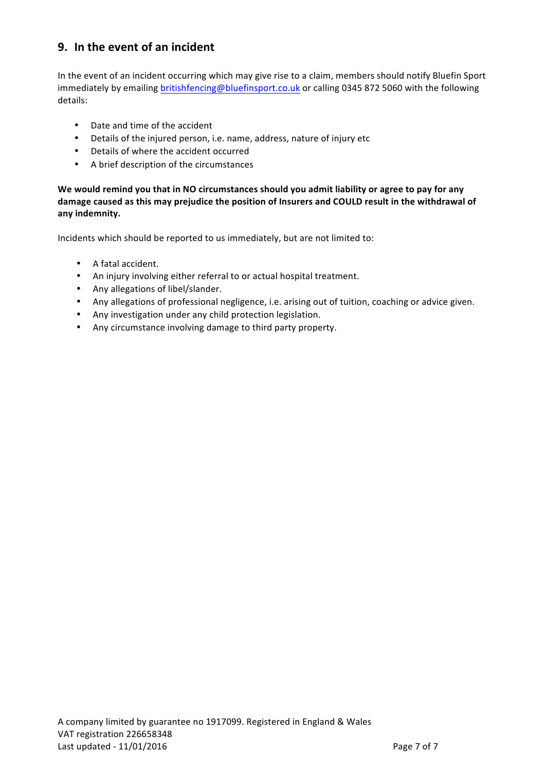## 9. In the event of an incident

In the event of an incident occurring which may give rise to a claim, members should notify Bluefin Sport immediately by emailing britishfencing@bluefinsport.co.uk or calling 0345 872 5060 with the following details:

- Date and time of the accident
- Details of the injured person, i.e. name, address, nature of injury etc
- Details of where the accident occurred
- A brief description of the circumstances

**We would remind you that in NO circumstances should you admit liability or agree to pay for any damage caused as this may prejudice the position of Insurers and COULD result in the withdrawal of any indemnity.**

Incidents which should be reported to us immediately, but are not limited to:

- A fatal accident.
- An injury involving either referral to or actual hospital treatment.
- Any allegations of libel/slander.
- Any allegations of professional negligence, i.e. arising out of tuition, coaching or advice given.
- Any investigation under any child protection legislation.
- Any circumstance involving damage to third party property.

A company limited by guarantee no 1917099. Registered in England & Wales
VAT registration 226658348
Last updated - 11/01/2016